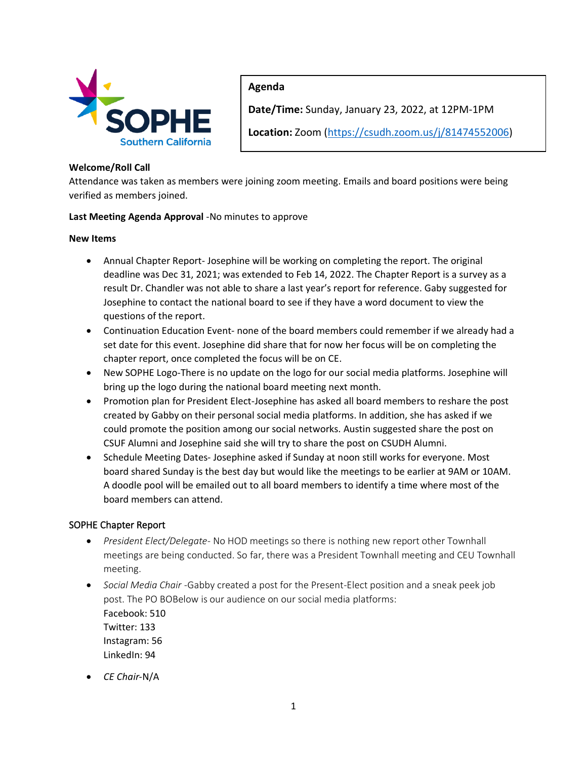**Agenda**

**Date/Time:** Sunday, January 23, 2022, at 12PM-1PM

**Location:** Zoom (https://csudh.zoom.us/j/81474552006)

**Welcome/Roll Call**

Attendance was taken as members were joining zoom meeting. Emails and board positions were being verified as members joined.

**Last Meeting Agenda Approval** -No minutes to approve

**New Items**

- Annual Chapter Report- Josephine will be working on completing the report. The original deadline was Dec 31, 2021; was extended to Feb 14, 2022. The Chapter Report is a survey as a result Dr. Chandler was not able to share a last year's report for reference. Gaby suggested for Josephine to contact the national board to see if they have a word document to view the questions of the report.
- Continuation Education Event- none of the board members could remember if we already had a set date for this event. Josephine did share that for now her focus will be on completing the chapter report, once completed the focus will be on CE.
- New SOPHE Logo-There is no update on the logo for our social media platforms. Josephine will bring up the logo during the national board meeting next month.
- Promotion plan for President Elect-Josephine has asked all board members to reshare the post created by Gabby on their personal social media platforms. In addition, she has asked if we could promote the position among our social networks. Austin suggested share the post on CSUF Alumni and Josephine said she will try to share the post on CSUDH Alumni.
- Schedule Meeting Dates- Josephine asked if Sunday at noon still works for everyone. Most board shared Sunday is the best day but would like the meetings to be earlier at 9AM or 10AM. A doodle pool will be emailed out to all board members to identify a time where most of the board members can attend.

SOPHE Chapter Report

- *President Elect/Delegate*- No HOD meetings so there is nothing new report other Townhall meetings are being conducted. So far, there was a President Townhall meeting and CEU Townhall meeting.
- *Social Media Chair* -Gabby created a post for the Present-Elect position and a sneak peek job post. The PO BOBelow is our audience on our social media platforms:
  Facebook: 510
  Twitter: 133
  Instagram: 56
  LinkedIn: 94
- *CE Chair*-N/A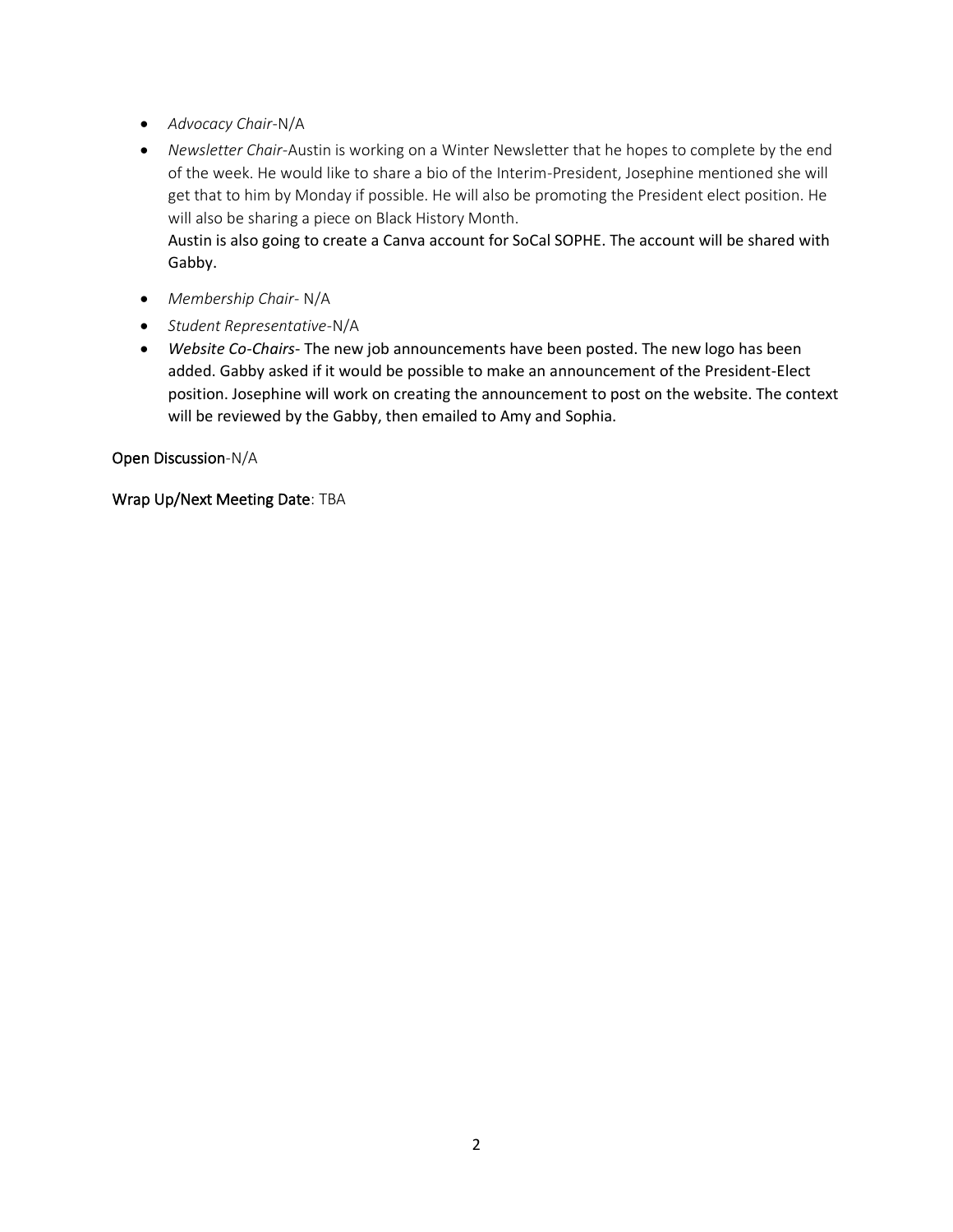- *Advocacy Chair*-N/A
- *Newsletter Chair*-Austin is working on a Winter Newsletter that he hopes to complete by the end of the week. He would like to share a bio of the Interim-President, Josephine mentioned she will get that to him by Monday if possible. He will also be promoting the President elect position. He will also be sharing a piece on Black History Month.
  Austin is also going to create a Canva account for SoCal SOPHE. The account will be shared with Gabby.
- *Membership Chair*- N/A
- *Student Representative*-N/A
- *Website Co-Chairs*- The new job announcements have been posted. The new logo has been added. Gabby asked if it would be possible to make an announcement of the President-Elect position. Josephine will work on creating the announcement to post on the website. The context will be reviewed by the Gabby, then emailed to Amy and Sophia.

Open Discussion-N/A

Wrap Up/Next Meeting Date: TBA